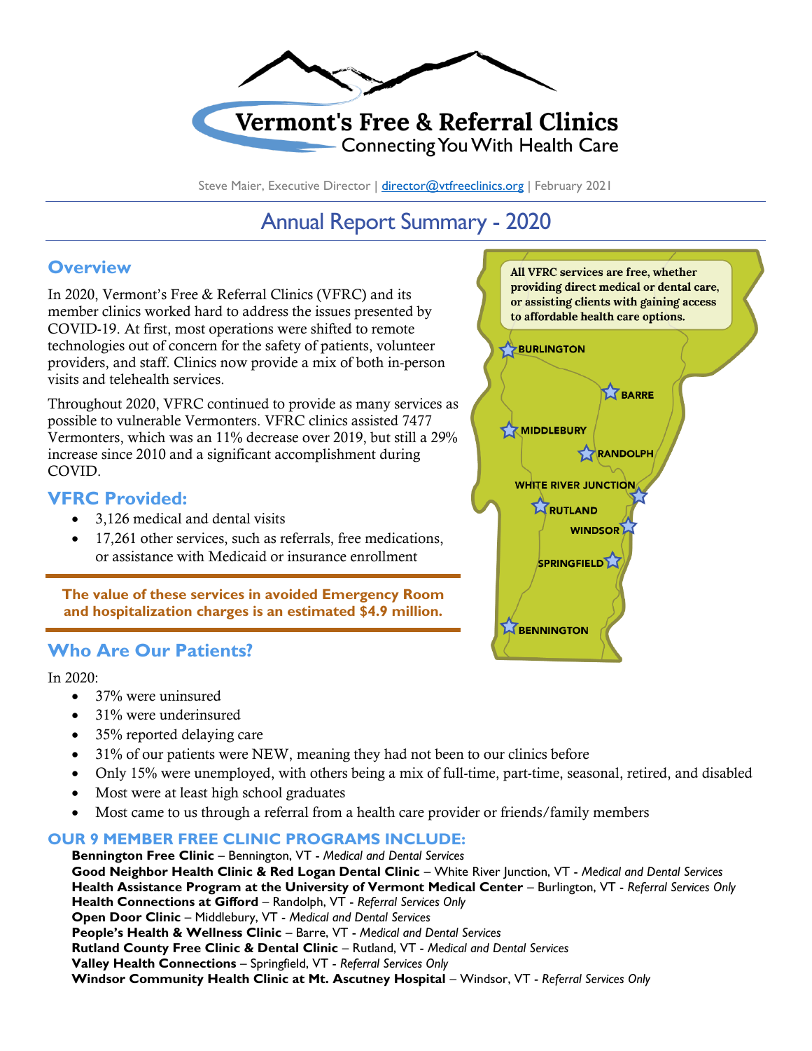# Vermont's Free & Referral Clinics

Connecting You With Health Care

Steve Maier, Executive Director | director@vtfreeclinics.org | February 2021

## Annual Report Summary - 2020

### Overview

In 2020, Vermont's Free & Referral Clinics (VFRC) and its member clinics worked hard to address the issues presented by COVID-19. At first, most operations were shifted to remote technologies out of concern for the safety of patients, volunteer providers, and staff. Clinics now provide a mix of both in-person visits and telehealth services.

Throughout 2020, VFRC continued to provide as many services as possible to vulnerable Vermonters. VFRC clinics assisted 7477 Vermonters, which was an 11% decrease over 2019, but still a 29% increase since 2010 and a significant accomplishment during COVID.

**All VFRC services are free, whether providing direct medical or dental care, or assisting clients with gaining access to affordable health care options.**

BURLINGTON, BARRE, MIDDLEBURY, RANDOLPH, WHITE RIVER JUNCTION, RUTLAND, WINDSOR, SPRINGFIELD, BENNINGTON

### VFRC Provided:

- 3,126 medical and dental visits
- 17,261 other services, such as referrals, free medications, or assistance with Medicaid or insurance enrollment

**The value of these services in avoided Emergency Room and hospitalization charges is an estimated $4.9 million.**

### Who Are Our Patients?

In 2020:

- 37% were uninsured
- 31% were underinsured
- 35% reported delaying care
- 31% of our patients were NEW, meaning they had not been to our clinics before
- Only 15% were unemployed, with others being a mix of full-time, part-time, seasonal, retired, and disabled
- Most were at least high school graduates
- Most came to us through a referral from a health care provider or friends/family members

### OUR 9 MEMBER FREE CLINIC PROGRAMS INCLUDE:

**Bennington Free Clinic** – Bennington, VT - *Medical and Dental Services*
**Good Neighbor Health Clinic & Red Logan Dental Clinic** – White River Junction, VT - *Medical and Dental Services*
**Health Assistance Program at the University of Vermont Medical Center** – Burlington, VT - *Referral Services Only*
**Health Connections at Gifford** – Randolph, VT - *Referral Services Only*
**Open Door Clinic** – Middlebury, VT - *Medical and Dental Services*
**People's Health & Wellness Clinic** – Barre, VT - *Medical and Dental Services*
**Rutland County Free Clinic & Dental Clinic** – Rutland, VT - *Medical and Dental Services*
**Valley Health Connections** – Springfield, VT - *Referral Services Only*
**Windsor Community Health Clinic at Mt. Ascutney Hospital** – Windsor, VT - *Referral Services Only*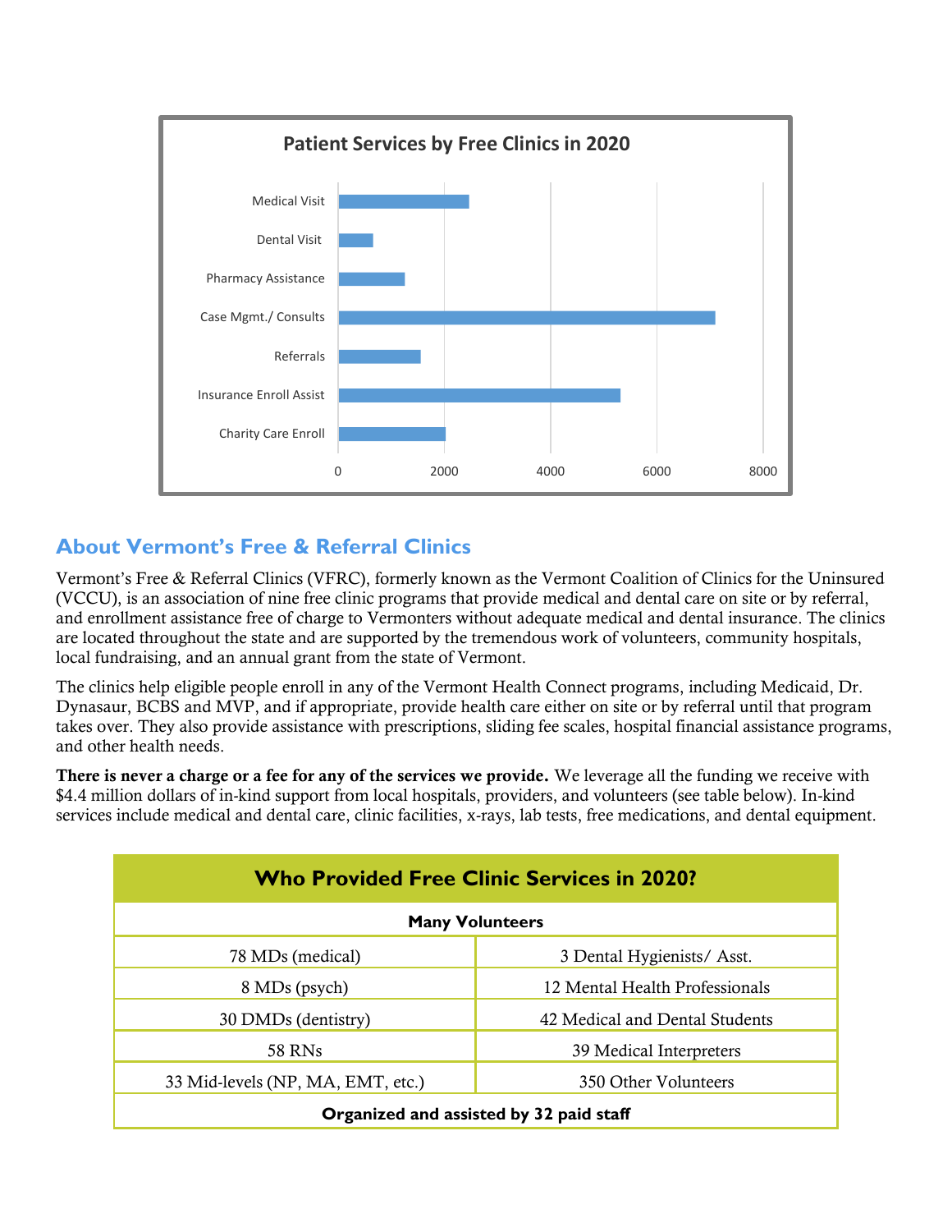**Patient Services by Free Clinics in 2020**

Medical Visit
Dental Visit
Pharmacy Assistance
Case Mgmt./ Consults
Referrals
Insurance Enroll Assist
Charity Care Enroll

0 2000 4000 6000 8000

## About Vermont's Free & Referral Clinics

Vermont's Free & Referral Clinics (VFRC), formerly known as the Vermont Coalition of Clinics for the Uninsured (VCCU), is an association of nine free clinic programs that provide medical and dental care on site or by referral, and enrollment assistance free of charge to Vermonters without adequate medical and dental insurance. The clinics are located throughout the state and are supported by the tremendous work of volunteers, community hospitals, local fundraising, and an annual grant from the state of Vermont.

The clinics help eligible people enroll in any of the Vermont Health Connect programs, including Medicaid, Dr. Dynasaur, BCBS and MVP, and if appropriate, provide health care either on site or by referral until that program takes over. They also provide assistance with prescriptions, sliding fee scales, hospital financial assistance programs, and other health needs.

**There is never a charge or a fee for any of the services we provide.** We leverage all the funding we receive with $4.4 million dollars of in-kind support from local hospitals, providers, and volunteers (see table below). In-kind services include medical and dental care, clinic facilities, x-rays, lab tests, free medications, and dental equipment.

| Who Provided Free Clinic Services in 2020? | |
|---|---|
| **Many Volunteers** | |
| 78 MDs (medical) | 3 Dental Hygienists/ Asst. |
| 8 MDs (psych) | 12 Mental Health Professionals |
| 30 DMDs (dentistry) | 42 Medical and Dental Students |
| 58 RNs | 39 Medical Interpreters |
| 33 Mid-levels (NP, MA, EMT, etc.) | 350 Other Volunteers |
| **Organized and assisted by 32 paid staff** | |